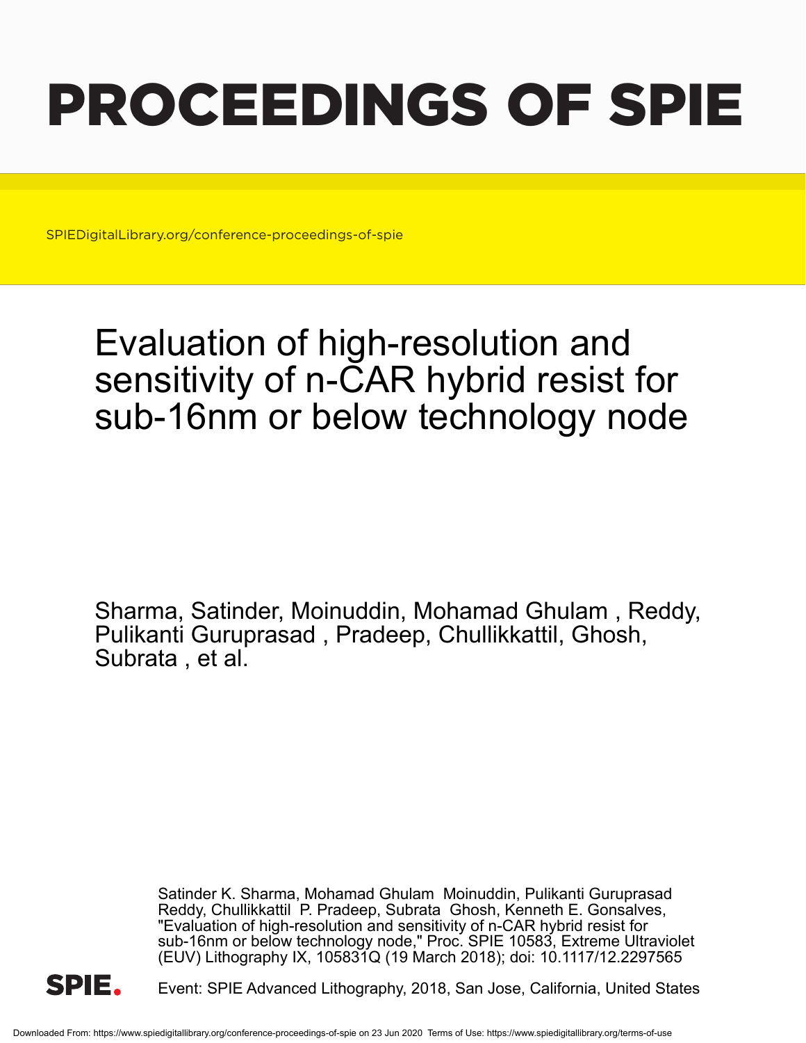# PROCEEDINGS OF SPIE

SPIEDigitalLibrary.org/conference-proceedings-of-spie

## Evaluation of high-resolution and sensitivity of n-CAR hybrid resist for sub-16nm or below technology node

Sharma, Satinder, Moinuddin, Mohamad Ghulam , Reddy, Pulikanti Guruprasad , Pradeep, Chullikkattil, Ghosh, Subrata , et al.

Satinder K. Sharma, Mohamad Ghulam Moinuddin, Pulikanti Guruprasad Reddy, Chullikkattil P. Pradeep, Subrata Ghosh, Kenneth E. Gonsalves, "Evaluation of high-resolution and sensitivity of n-CAR hybrid resist for sub-16nm or below technology node," Proc. SPIE 10583, Extreme Ultraviolet (EUV) Lithography IX, 105831Q (19 March 2018); doi: 10.1117/12.2297565

Event: SPIE Advanced Lithography, 2018, San Jose, California, United States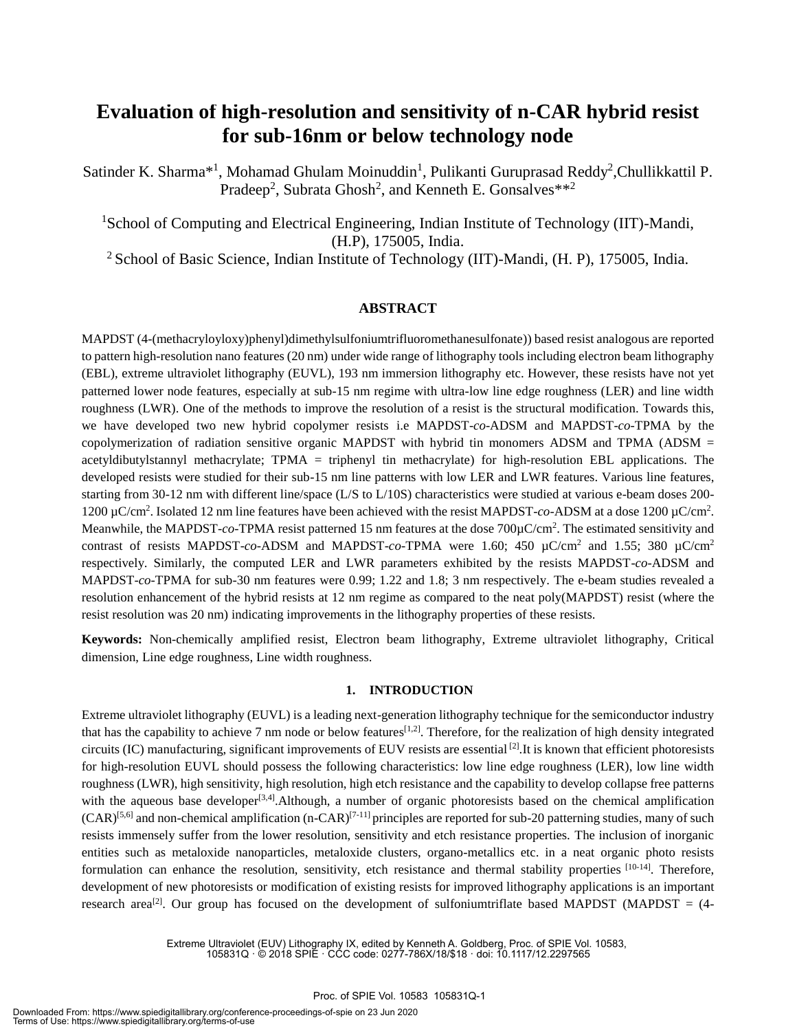# Evaluation of high-resolution and sensitivity of n-CAR hybrid resist for sub-16nm or below technology node

Satinder K. Sharma*[1], Mohamad Ghulam Moinuddin[1], Pulikanti Guruprasad Reddy[2], Chullikkattil P. Pradeep[2], Subrata Ghosh[2], and Kenneth E. Gonsalves**[2]

[1]School of Computing and Electrical Engineering, Indian Institute of Technology (IIT)-Mandi, (H.P), 175005, India.
[2] School of Basic Science, Indian Institute of Technology (IIT)-Mandi, (H. P), 175005, India.

## ABSTRACT

MAPDST (4-(methacryloyloxy)phenyl)dimethylsulfoniumtrifluoromethanesulfonate)) based resist analogous are reported to pattern high-resolution nano features (20 nm) under wide range of lithography tools including electron beam lithography (EBL), extreme ultraviolet lithography (EUVL), 193 nm immersion lithography etc. However, these resists have not yet patterned lower node features, especially at sub-15 nm regime with ultra-low line edge roughness (LER) and line width roughness (LWR). One of the methods to improve the resolution of a resist is the structural modification. Towards this, we have developed two new hybrid copolymer resists i.e MAPDST-*co*-ADSM and MAPDST-*co*-TPMA by the copolymerization of radiation sensitive organic MAPDST with hybrid tin monomers ADSM and TPMA (ADSM = acetyldibutylstannyl methacrylate; TPMA = triphenyl tin methacrylate) for high-resolution EBL applications. The developed resists were studied for their sub-15 nm line patterns with low LER and LWR features. Various line features, starting from 30-12 nm with different line/space (L/S to L/10S) characteristics were studied at various e-beam doses 200-1200 µC/cm$^2$. Isolated 12 nm line features have been achieved with the resist MAPDST-*co*-ADSM at a dose 1200 µC/cm$^2$. Meanwhile, the MAPDST-*co*-TPMA resist patterned 15 nm features at the dose 700µC/cm$^2$. The estimated sensitivity and contrast of resists MAPDST-*co*-ADSM and MAPDST-*co*-TPMA were 1.60; 450 µC/cm$^2$ and 1.55; 380 µC/cm$^2$ respectively. Similarly, the computed LER and LWR parameters exhibited by the resists MAPDST-*co*-ADSM and MAPDST-*co*-TPMA for sub-30 nm features were 0.99; 1.22 and 1.8; 3 nm respectively. The e-beam studies revealed a resolution enhancement of the hybrid resists at 12 nm regime as compared to the neat poly(MAPDST) resist (where the resist resolution was 20 nm) indicating improvements in the lithography properties of these resists.

**Keywords:** Non-chemically amplified resist, Electron beam lithography, Extreme ultraviolet lithography, Critical dimension, Line edge roughness, Line width roughness.

## 1. INTRODUCTION

Extreme ultraviolet lithography (EUVL) is a leading next-generation lithography technique for the semiconductor industry that has the capability to achieve 7 nm node or below features[1,2]. Therefore, for the realization of high density integrated circuits (IC) manufacturing, significant improvements of EUV resists are essential [2].It is known that efficient photoresists for high-resolution EUVL should possess the following characteristics: low line edge roughness (LER), low line width roughness (LWR), high sensitivity, high resolution, high etch resistance and the capability to develop collapse free patterns with the aqueous base developer[3,4].Although, a number of organic photoresists based on the chemical amplification (CAR)[5,6] and non-chemical amplification (n-CAR)[7-11] principles are reported for sub-20 patterning studies, many of such resists immensely suffer from the lower resolution, sensitivity and etch resistance properties. The inclusion of inorganic entities such as metaloxide nanoparticles, metaloxide clusters, organo-metallics etc. in a neat organic photo resists formulation can enhance the resolution, sensitivity, etch resistance and thermal stability properties [10-14]. Therefore, development of new photoresists or modification of existing resists for improved lithography applications is an important research area[2]. Our group has focused on the development of sulfoniumtriflate based MAPDST (MAPDST = (4-

Extreme Ultraviolet (EUV) Lithography IX, edited by Kenneth A. Goldberg, Proc. of SPIE Vol. 10583, 105831Q · © 2018 SPIE · CCC code: 0277-786X/18/$18 · doi: 10.1117/12.2297565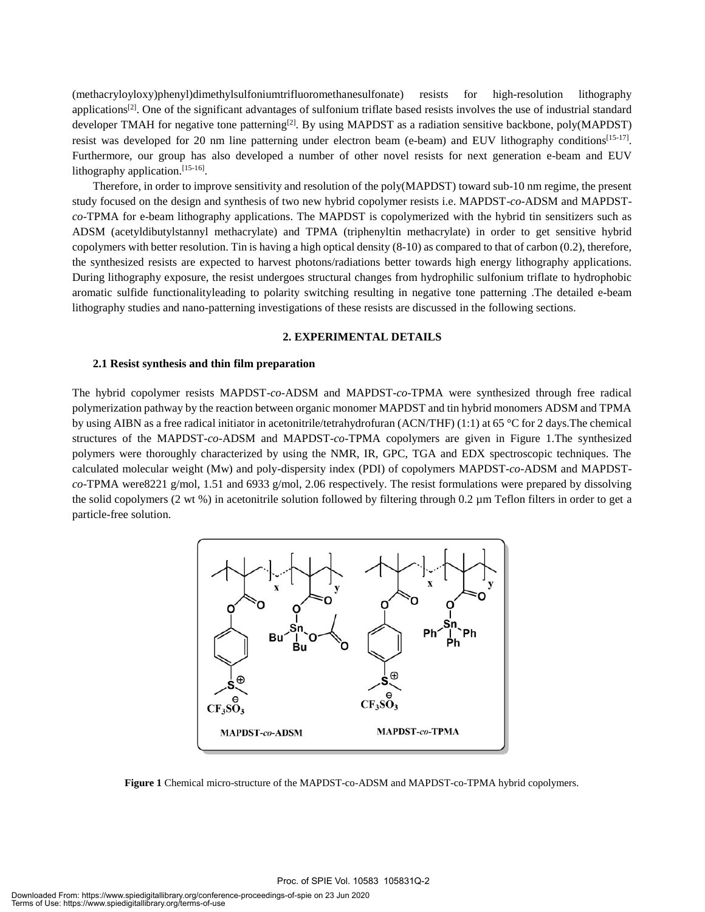(methacryloyloxy)phenyl)dimethylsulfoniumtrifluoromethanesulfonate) resists for high-resolution lithography applications[2]. One of the significant advantages of sulfonium triflate based resists involves the use of industrial standard developer TMAH for negative tone patterning[2]. By using MAPDST as a radiation sensitive backbone, poly(MAPDST) resist was developed for 20 nm line patterning under electron beam (e-beam) and EUV lithography conditions[15-17]. Furthermore, our group has also developed a number of other novel resists for next generation e-beam and EUV lithography application.[15-16].

Therefore, in order to improve sensitivity and resolution of the poly(MAPDST) toward sub-10 nm regime, the present study focused on the design and synthesis of two new hybrid copolymer resists i.e. MAPDST-*co*-ADSM and MAPDST-*co*-TPMA for e-beam lithography applications. The MAPDST is copolymerized with the hybrid tin sensitizers such as ADSM (acetyldibutylstannyl methacrylate) and TPMA (triphenyltin methacrylate) in order to get sensitive hybrid copolymers with better resolution. Tin is having a high optical density (8-10) as compared to that of carbon (0.2), therefore, the synthesized resists are expected to harvest photons/radiations better towards high energy lithography applications. During lithography exposure, the resist undergoes structural changes from hydrophilic sulfonium triflate to hydrophobic aromatic sulfide functionalityleading to polarity switching resulting in negative tone patterning .The detailed e-beam lithography studies and nano-patterning investigations of these resists are discussed in the following sections.

## 2. EXPERIMENTAL DETAILS

### 2.1 Resist synthesis and thin film preparation

The hybrid copolymer resists MAPDST-*co*-ADSM and MAPDST-*co*-TPMA were synthesized through free radical polymerization pathway by the reaction between organic monomer MAPDST and tin hybrid monomers ADSM and TPMA by using AIBN as a free radical initiator in acetonitrile/tetrahydrofuran (ACN/THF) (1:1) at 65 °C for 2 days.The chemical structures of the MAPDST-*co*-ADSM and MAPDST-*co*-TPMA copolymers are given in Figure 1.The synthesized polymers were thoroughly characterized by using the NMR, IR, GPC, TGA and EDX spectroscopic techniques. The calculated molecular weight (Mw) and poly-dispersity index (PDI) of copolymers MAPDST-*co*-ADSM and MAPDST-*co*-TPMA were8221 g/mol, 1.51 and 6933 g/mol, 2.06 respectively. The resist formulations were prepared by dissolving the solid copolymers (2 wt %) in acetonitrile solution followed by filtering through 0.2 µm Teflon filters in order to get a particle-free solution.

**Figure 1** Chemical micro-structure of the MAPDST-co-ADSM and MAPDST-co-TPMA hybrid copolymers.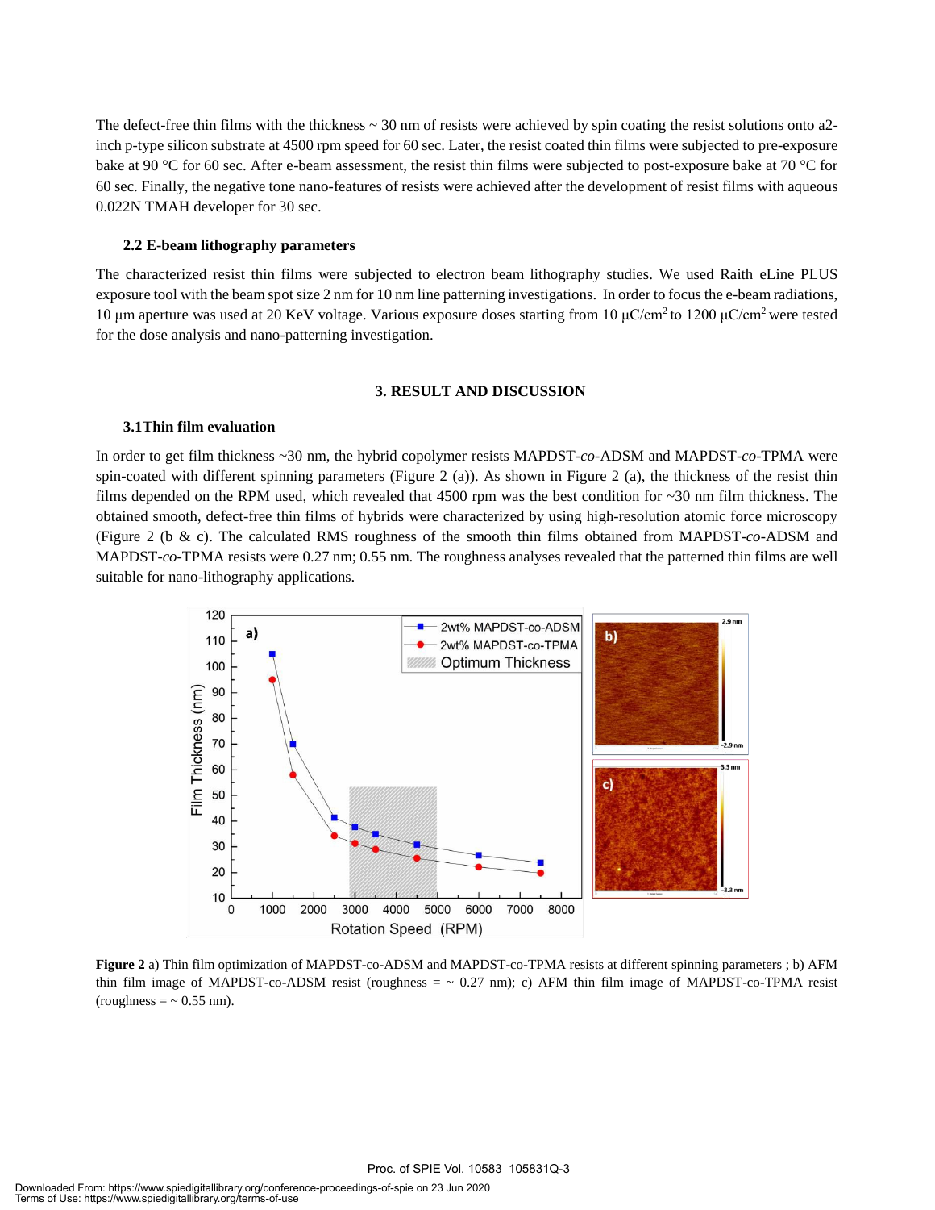The defect-free thin films with the thickness ~ 30 nm of resists were achieved by spin coating the resist solutions onto a2-inch p-type silicon substrate at 4500 rpm speed for 60 sec. Later, the resist coated thin films were subjected to pre-exposure bake at 90 °C for 60 sec. After e-beam assessment, the resist thin films were subjected to post-exposure bake at 70 °C for 60 sec. Finally, the negative tone nano-features of resists were achieved after the development of resist films with aqueous 0.022N TMAH developer for 30 sec.

### 2.2 E-beam lithography parameters

The characterized resist thin films were subjected to electron beam lithography studies. We used Raith eLine PLUS exposure tool with the beam spot size 2 nm for 10 nm line patterning investigations. In order to focus the e-beam radiations, 10 µm aperture was used at 20 KeV voltage. Various exposure doses starting from 10 µC/cm$^2$ to 1200 µC/cm$^2$ were tested for the dose analysis and nano-patterning investigation.

## 3. RESULT AND DISCUSSION

### 3.1Thin film evaluation

In order to get film thickness ~30 nm, the hybrid copolymer resists MAPDST-*co*-ADSM and MAPDST-*co*-TPMA were spin-coated with different spinning parameters (Figure 2 (a)). As shown in Figure 2 (a), the thickness of the resist thin films depended on the RPM used, which revealed that 4500 rpm was the best condition for ~30 nm film thickness. The obtained smooth, defect-free thin films of hybrids were characterized by using high-resolution atomic force microscopy (Figure 2 (b & c). The calculated RMS roughness of the smooth thin films obtained from MAPDST-*co*-ADSM and MAPDST-*co*-TPMA resists were 0.27 nm; 0.55 nm. The roughness analyses revealed that the patterned thin films are well suitable for nano-lithography applications.

**Figure 2** a) Thin film optimization of MAPDST-co-ADSM and MAPDST-co-TPMA resists at different spinning parameters ; b) AFM thin film image of MAPDST-co-ADSM resist (roughness = ~ 0.27 nm); c) AFM thin film image of MAPDST-co-TPMA resist (roughness = ~ 0.55 nm).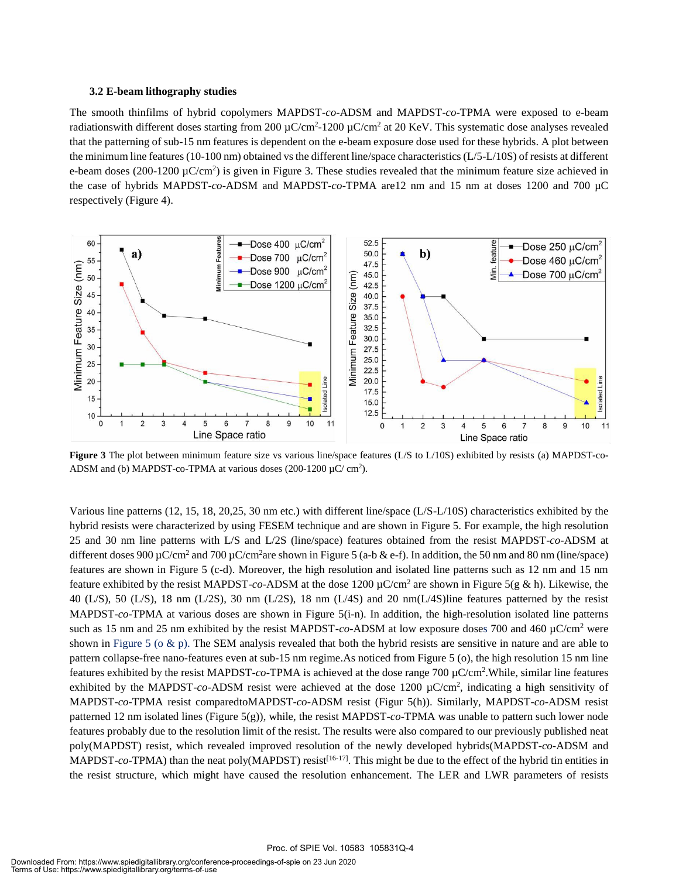### 3.2 E-beam lithography studies

The smooth thinfilms of hybrid copolymers MAPDST-*co*-ADSM and MAPDST-*co*-TPMA were exposed to e-beam radiationswith different doses starting from 200 μC/cm$^2$-1200 μC/cm$^2$ at 20 KeV. This systematic dose analyses revealed that the patterning of sub-15 nm features is dependent on the e-beam exposure dose used for these hybrids. A plot between the minimum line features (10-100 nm) obtained vs the different line/space characteristics (L/5-L/10S) of resists at different e-beam doses (200-1200 μC/cm$^2$) is given in Figure 3. These studies revealed that the minimum feature size achieved in the case of hybrids MAPDST-*co*-ADSM and MAPDST-*co*-TPMA are12 nm and 15 nm at doses 1200 and 700 μC respectively (Figure 4).

**Figure 3** The plot between minimum feature size vs various line/space features (L/S to L/10S) exhibited by resists (a) MAPDST-co-ADSM and (b) MAPDST-co-TPMA at various doses (200-1200 μC/ cm$^2$).

Various line patterns (12, 15, 18, 20,25, 30 nm etc.) with different line/space (L/S-L/10S) characteristics exhibited by the hybrid resists were characterized by using FESEM technique and are shown in Figure 5. For example, the high resolution 25 and 30 nm line patterns with L/S and L/2S (line/space) features obtained from the resist MAPDST-*co*-ADSM at different doses 900 μC/cm$^2$ and 700 μC/cm$^2$are shown in Figure 5 (a-b & e-f). In addition, the 50 nm and 80 nm (line/space) features are shown in Figure 5 (c-d). Moreover, the high resolution and isolated line patterns such as 12 nm and 15 nm feature exhibited by the resist MAPDST-*co*-ADSM at the dose 1200 μC/cm$^2$ are shown in Figure 5(g & h). Likewise, the 40 (L/S), 50 (L/S), 18 nm (L/2S), 30 nm (L/2S), 18 nm (L/4S) and 20 nm(L/4S)line features patterned by the resist MAPDST-*co*-TPMA at various doses are shown in Figure 5(i-n). In addition, the high-resolution isolated line patterns such as 15 nm and 25 nm exhibited by the resist MAPDST-*co*-ADSM at low exposure doses 700 and 460 μC/cm$^2$ were shown in Figure 5 (o & p). The SEM analysis revealed that both the hybrid resists are sensitive in nature and are able to pattern collapse-free nano-features even at sub-15 nm regime.As noticed from Figure 5 (o), the high resolution 15 nm line features exhibited by the resist MAPDST-*co*-TPMA is achieved at the dose range 700 μC/cm$^2$.While, similar line features exhibited by the MAPDST-*co*-ADSM resist were achieved at the dose 1200 μC/cm$^2$, indicating a high sensitivity of MAPDST-*co*-TPMA resist comparedtoMAPDST-*co*-ADSM resist (Figur 5(h)). Similarly, MAPDST-*co*-ADSM resist patterned 12 nm isolated lines (Figure 5(g)), while, the resist MAPDST-*co*-TPMA was unable to pattern such lower node features probably due to the resolution limit of the resist. The results were also compared to our previously published neat poly(MAPDST) resist, which revealed improved resolution of the newly developed hybrids(MAPDST-*co*-ADSM and MAPDST-*co*-TPMA) than the neat poly(MAPDST) resist[16-17]. This might be due to the effect of the hybrid tin entities in the resist structure, which might have caused the resolution enhancement. The LER and LWR parameters of resists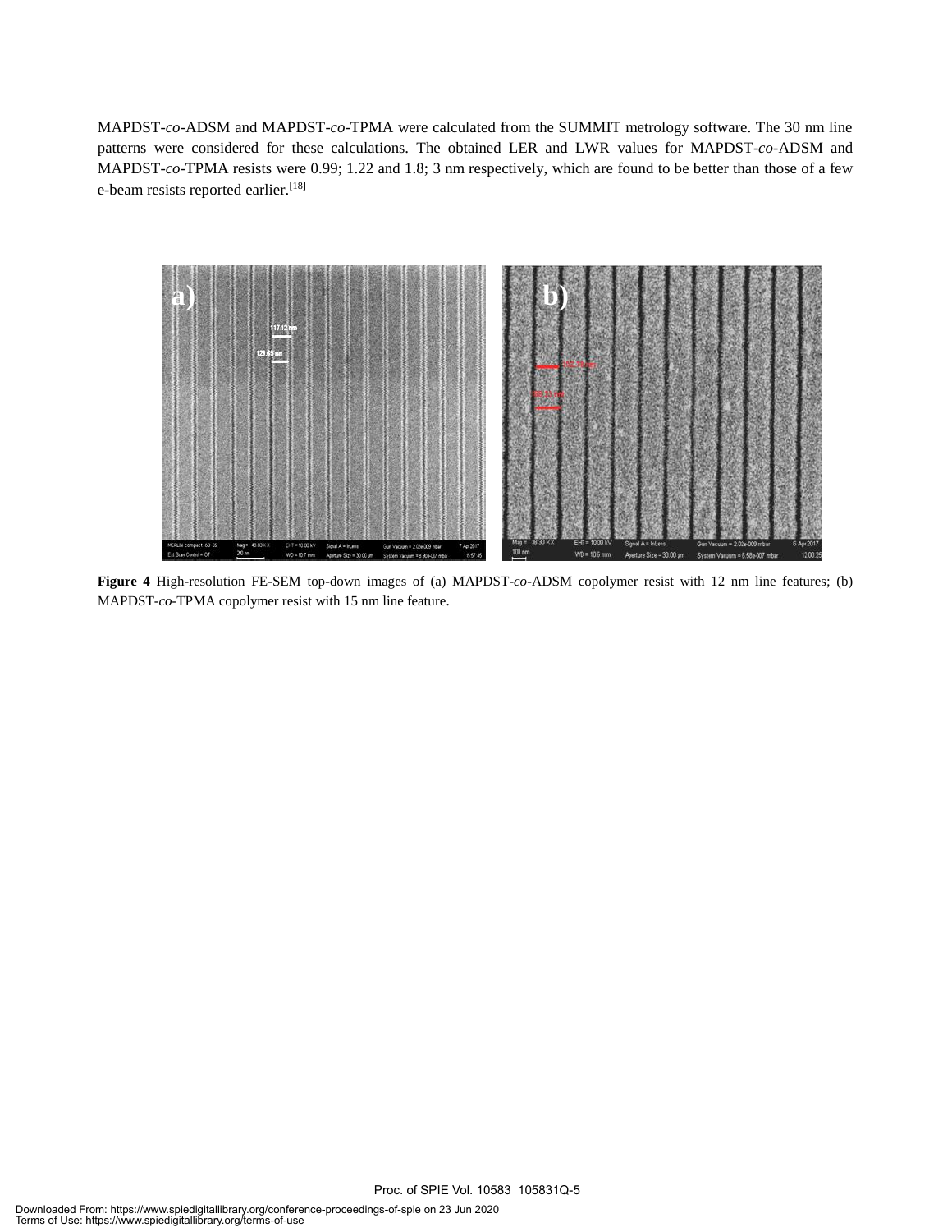MAPDST-*co*-ADSM and MAPDST-*co*-TPMA were calculated from the SUMMIT metrology software. The 30 nm line patterns were considered for these calculations. The obtained LER and LWR values for MAPDST-*co*-ADSM and MAPDST-*co*-TPMA resists were 0.99; 1.22 and 1.8; 3 nm respectively, which are found to be better than those of a few e-beam resists reported earlier.[18]

**Figure 4** High-resolution FE-SEM top-down images of (a) MAPDST-*co*-ADSM copolymer resist with 12 nm line features; (b) MAPDST-*co*-TPMA copolymer resist with 15 nm line feature.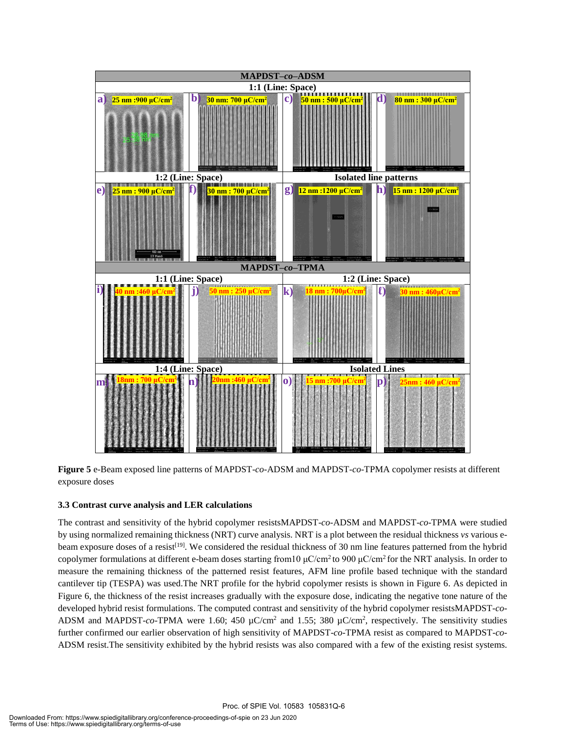**Figure 5** e-Beam exposed line patterns of MAPDST-*co*-ADSM and MAPDST-*co*-TPMA copolymer resists at different exposure doses

### 3.3 Contrast curve analysis and LER calculations

The contrast and sensitivity of the hybrid copolymer resistsMAPDST-*co*-ADSM and MAPDST-*co*-TPMA were studied by using normalized remaining thickness (NRT) curve analysis. NRT is a plot between the residual thickness *vs* various e-beam exposure doses of a resist[19]. We considered the residual thickness of 30 nm line features patterned from the hybrid copolymer formulations at different e-beam doses starting from10 μC/cm$^2$ to 900 μC/cm$^2$ for the NRT analysis. In order to measure the remaining thickness of the patterned resist features, AFM line profile based technique with the standard cantilever tip (TESPA) was used.The NRT profile for the hybrid copolymer resists is shown in Figure 6. As depicted in Figure 6, the thickness of the resist increases gradually with the exposure dose, indicating the negative tone nature of the developed hybrid resist formulations. The computed contrast and sensitivity of the hybrid copolymer resistsMAPDST-*co*-ADSM and MAPDST-*co*-TPMA were 1.60; 450 μC/cm$^2$ and 1.55; 380 μC/cm$^2$, respectively. The sensitivity studies further confirmed our earlier observation of high sensitivity of MAPDST-*co*-TPMA resist as compared to MAPDST-*co*-ADSM resist.The sensitivity exhibited by the hybrid resists was also compared with a few of the existing resist systems.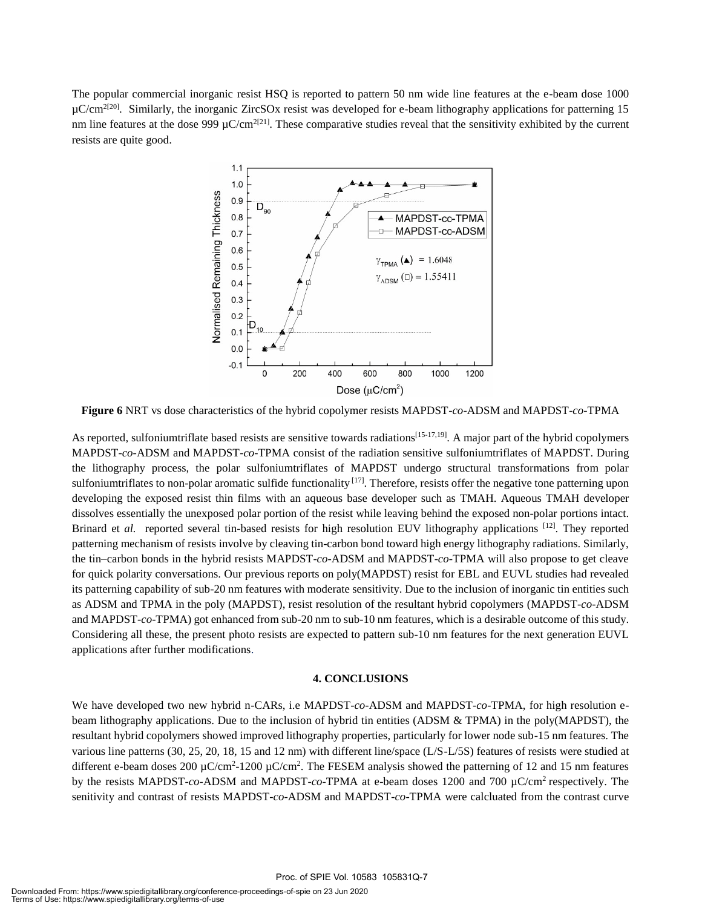The popular commercial inorganic resist HSQ is reported to pattern 50 nm wide line features at the e-beam dose 1000 µC/cm$^2$[20]. Similarly, the inorganic ZircSOx resist was developed for e-beam lithography applications for patterning 15 nm line features at the dose 999 µC/cm$^2$[21]. These comparative studies reveal that the sensitivity exhibited by the current resists are quite good.

**Figure 6** NRT vs dose characteristics of the hybrid copolymer resists MAPDST-*co*-ADSM and MAPDST-*co*-TPMA

As reported, sulfoniumtriflate based resists are sensitive towards radiations[15-17,19]. A major part of the hybrid copolymers MAPDST-*co*-ADSM and MAPDST-*co*-TPMA consist of the radiation sensitive sulfoniumtriflates of MAPDST. During the lithography process, the polar sulfoniumtriflates of MAPDST undergo structural transformations from polar sulfoniumtriflates to non-polar aromatic sulfide functionality [17]. Therefore, resists offer the negative tone patterning upon developing the exposed resist thin films with an aqueous base developer such as TMAH. Aqueous TMAH developer dissolves essentially the unexposed polar portion of the resist while leaving behind the exposed non-polar portions intact. Brinard et *al.* reported several tin-based resists for high resolution EUV lithography applications [12]. They reported patterning mechanism of resists involve by cleaving tin-carbon bond toward high energy lithography radiations. Similarly, the tin–carbon bonds in the hybrid resists MAPDST-*co*-ADSM and MAPDST-*co*-TPMA will also propose to get cleave for quick polarity conversations. Our previous reports on poly(MAPDST) resist for EBL and EUVL studies had revealed its patterning capability of sub-20 nm features with moderate sensitivity. Due to the inclusion of inorganic tin entities such as ADSM and TPMA in the poly (MAPDST), resist resolution of the resultant hybrid copolymers (MAPDST-*co*-ADSM and MAPDST-*co*-TPMA) got enhanced from sub-20 nm to sub-10 nm features, which is a desirable outcome of this study. Considering all these, the present photo resists are expected to pattern sub-10 nm features for the next generation EUVL applications after further modifications.

## 4. CONCLUSIONS

We have developed two new hybrid n-CARs, i.e MAPDST-*co*-ADSM and MAPDST-*co*-TPMA, for high resolution e-beam lithography applications. Due to the inclusion of hybrid tin entities (ADSM & TPMA) in the poly(MAPDST), the resultant hybrid copolymers showed improved lithography properties, particularly for lower node sub-15 nm features. The various line patterns (30, 25, 20, 18, 15 and 12 nm) with different line/space (L/S-L/5S) features of resists were studied at different e-beam doses 200 µC/cm$^2$-1200 µC/cm$^2$. The FESEM analysis showed the patterning of 12 and 15 nm features by the resists MAPDST-*co*-ADSM and MAPDST-*co*-TPMA at e-beam doses 1200 and 700 µC/cm$^2$ respectively. The senitivity and contrast of resists MAPDST-*co*-ADSM and MAPDST-*co*-TPMA were calcluated from the contrast curve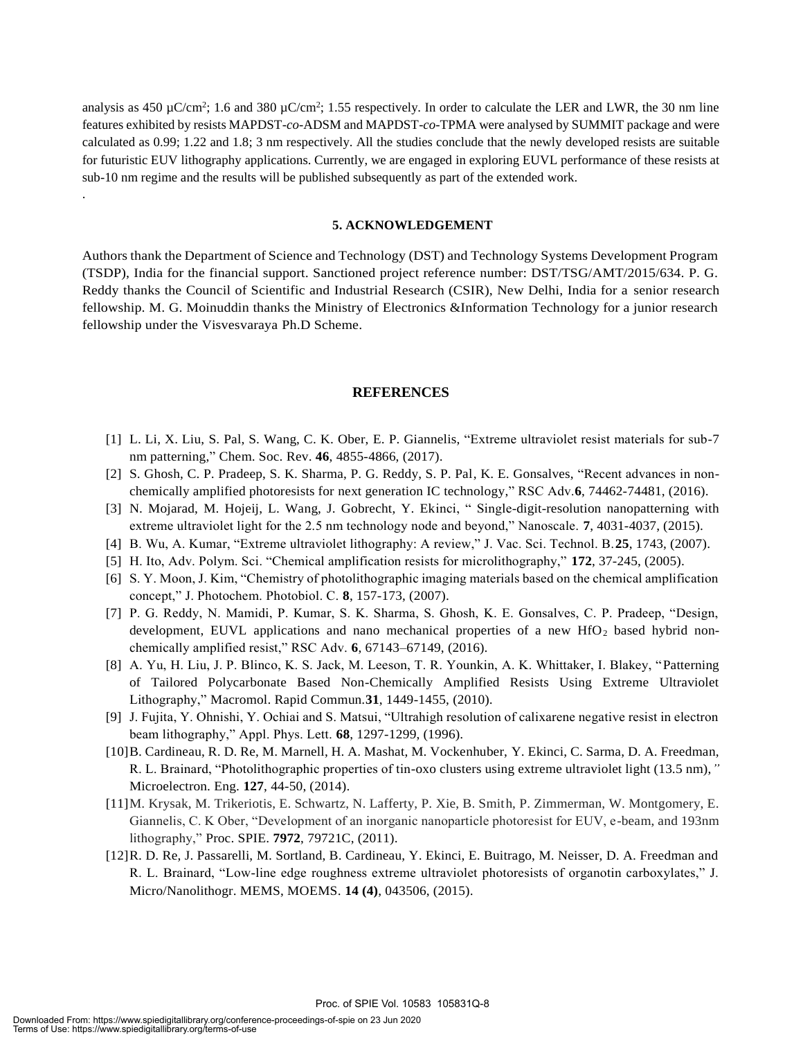analysis as 450 µC/cm$^2$; 1.6 and 380 µC/cm$^2$; 1.55 respectively. In order to calculate the LER and LWR, the 30 nm line features exhibited by resists MAPDST-*co*-ADSM and MAPDST-*co*-TPMA were analysed by SUMMIT package and were calculated as 0.99; 1.22 and 1.8; 3 nm respectively. All the studies conclude that the newly developed resists are suitable for futuristic EUV lithography applications. Currently, we are engaged in exploring EUVL performance of these resists at sub-10 nm regime and the results will be published subsequently as part of the extended work.

.

## 5. ACKNOWLEDGEMENT

Authors thank the Department of Science and Technology (DST) and Technology Systems Development Program (TSDP), India for the financial support. Sanctioned project reference number: DST/TSG/AMT/2015/634. P. G. Reddy thanks the Council of Scientific and Industrial Research (CSIR), New Delhi, India for a senior research fellowship. M. G. Moinuddin thanks the Ministry of Electronics &Information Technology for a junior research fellowship under the Visvesvaraya Ph.D Scheme.

## REFERENCES

[1] L. Li, X. Liu, S. Pal, S. Wang, C. K. Ober, E. P. Giannelis, "Extreme ultraviolet resist materials for sub-7 nm patterning," Chem. Soc. Rev. **46**, 4855-4866, (2017).

[2] S. Ghosh, C. P. Pradeep, S. K. Sharma, P. G. Reddy, S. P. Pal, K. E. Gonsalves, "Recent advances in non-chemically amplified photoresists for next generation IC technology," RSC Adv.**6**, 74462-74481, (2016).

[3] N. Mojarad, M. Hojeij, L. Wang, J. Gobrecht, Y. Ekinci, " Single-digit-resolution nanopatterning with extreme ultraviolet light for the 2.5 nm technology node and beyond," Nanoscale. **7**, 4031-4037, (2015).

[4] B. Wu, A. Kumar, "Extreme ultraviolet lithography: A review," J. Vac. Sci. Technol. B.**25**, 1743, (2007).

[5] H. Ito, Adv. Polym. Sci. "Chemical amplification resists for microlithography," **172**, 37-245, (2005).

[6] S. Y. Moon, J. Kim, "Chemistry of photolithographic imaging materials based on the chemical amplification concept," J. Photochem. Photobiol. C. **8**, 157-173, (2007).

[7] P. G. Reddy, N. Mamidi, P. Kumar, S. K. Sharma, S. Ghosh, K. E. Gonsalves, C. P. Pradeep, "Design, development, EUVL applications and nano mechanical properties of a new $HfO_2$ based hybrid non-chemically amplified resist," RSC Adv. **6**, 67143–67149, (2016).

[8] A. Yu, H. Liu, J. P. Blinco, K. S. Jack, M. Leeson, T. R. Younkin, A. K. Whittaker, I. Blakey, "Patterning of Tailored Polycarbonate Based Non-Chemically Amplified Resists Using Extreme Ultraviolet Lithography," Macromol. Rapid Commun.**31**, 1449-1455, (2010).

[9] J. Fujita, Y. Ohnishi, Y. Ochiai and S. Matsui, "Ultrahigh resolution of calixarene negative resist in electron beam lithography," Appl. Phys. Lett. **68**, 1297-1299, (1996).

[10] B. Cardineau, R. D. Re, M. Marnell, H. A. Mashat, M. Vockenhuber, Y. Ekinci, C. Sarma, D. A. Freedman, R. L. Brainard, "Photolithographic properties of tin-oxo clusters using extreme ultraviolet light (13.5 nm)," Microelectron. Eng. **127**, 44-50, (2014).

[11] M. Krysak, M. Trikeriotis, E. Schwartz, N. Lafferty, P. Xie, B. Smith, P. Zimmerman, W. Montgomery, E. Giannelis, C. K Ober, "Development of an inorganic nanoparticle photoresist for EUV, e-beam, and 193nm lithography," Proc. SPIE. **7972**, 79721C, (2011).

[12] R. D. Re, J. Passarelli, M. Sortland, B. Cardineau, Y. Ekinci, E. Buitrago, M. Neisser, D. A. Freedman and R. L. Brainard, "Low-line edge roughness extreme ultraviolet photoresists of organotin carboxylates," J. Micro/Nanolithogr. MEMS, MOEMS. **14 (4)**, 043506, (2015).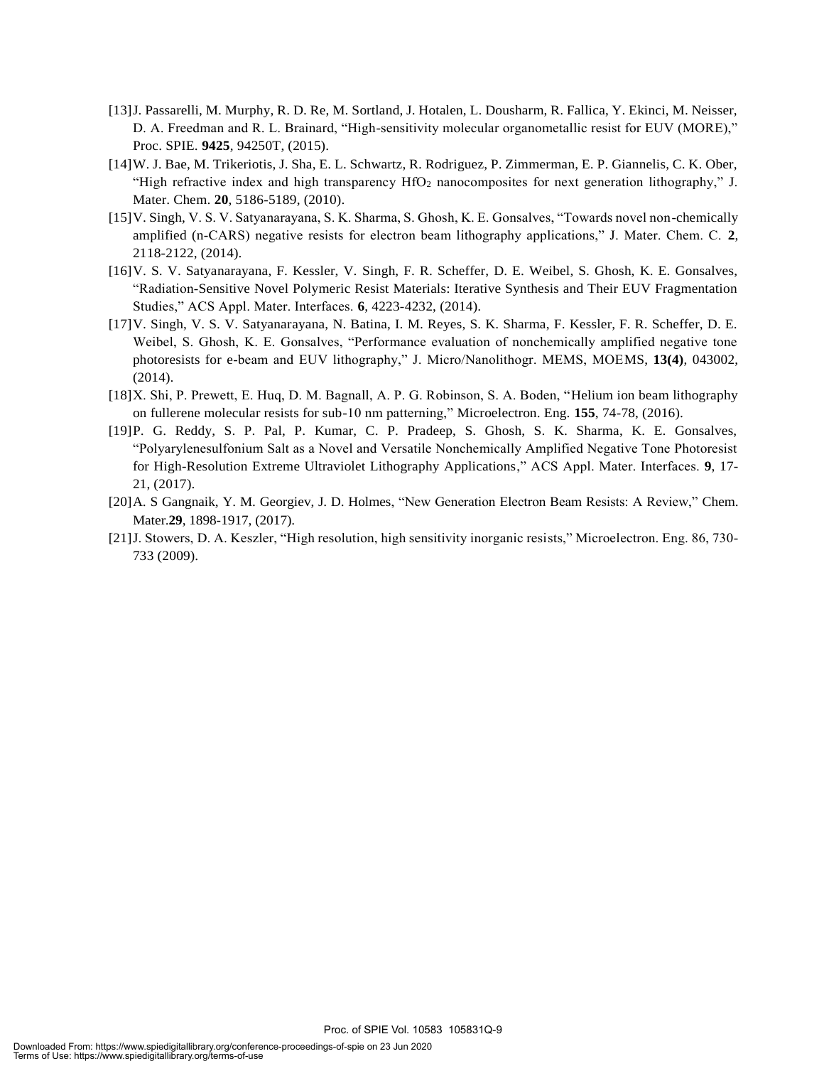[13] J. Passarelli, M. Murphy, R. D. Re, M. Sortland, J. Hotalen, L. Dousharm, R. Fallica, Y. Ekinci, M. Neisser, D. A. Freedman and R. L. Brainard, "High-sensitivity molecular organometallic resist for EUV (MORE)," Proc. SPIE. **9425**, 94250T, (2015).

[14] W. J. Bae, M. Trikeriotis, J. Sha, E. L. Schwartz, R. Rodriguez, P. Zimmerman, E. P. Giannelis, C. K. Ober, "High refractive index and high transparency $HfO_2$ nanocomposites for next generation lithography," J. Mater. Chem. **20**, 5186-5189, (2010).

[15] V. Singh, V. S. V. Satyanarayana, S. K. Sharma, S. Ghosh, K. E. Gonsalves, "Towards novel non-chemically amplified (n-CARS) negative resists for electron beam lithography applications," J. Mater. Chem. C. **2**, 2118-2122, (2014).

[16] V. S. V. Satyanarayana, F. Kessler, V. Singh, F. R. Scheffer, D. E. Weibel, S. Ghosh, K. E. Gonsalves, "Radiation-Sensitive Novel Polymeric Resist Materials: Iterative Synthesis and Their EUV Fragmentation Studies," ACS Appl. Mater. Interfaces. **6**, 4223-4232, (2014).

[17] V. Singh, V. S. V. Satyanarayana, N. Batina, I. M. Reyes, S. K. Sharma, F. Kessler, F. R. Scheffer, D. E. Weibel, S. Ghosh, K. E. Gonsalves, "Performance evaluation of nonchemically amplified negative tone photoresists for e-beam and EUV lithography," J. Micro/Nanolithogr. MEMS, MOEMS, **13(4)**, 043002, (2014).

[18] X. Shi, P. Prewett, E. Huq, D. M. Bagnall, A. P. G. Robinson, S. A. Boden, "Helium ion beam lithography on fullerene molecular resists for sub-10 nm patterning," Microelectron. Eng. **155**, 74-78, (2016).

[19] P. G. Reddy, S. P. Pal, P. Kumar, C. P. Pradeep, S. Ghosh, S. K. Sharma, K. E. Gonsalves, "Polyarylenesulfonium Salt as a Novel and Versatile Nonchemically Amplified Negative Tone Photoresist for High-Resolution Extreme Ultraviolet Lithography Applications," ACS Appl. Mater. Interfaces. **9**, 17-21, (2017).

[20] A. S Gangnaik, Y. M. Georgiev, J. D. Holmes, "New Generation Electron Beam Resists: A Review," Chem. Mater.**29**, 1898-1917, (2017).

[21] J. Stowers, D. A. Keszler, "High resolution, high sensitivity inorganic resists," Microelectron. Eng. 86, 730-733 (2009).